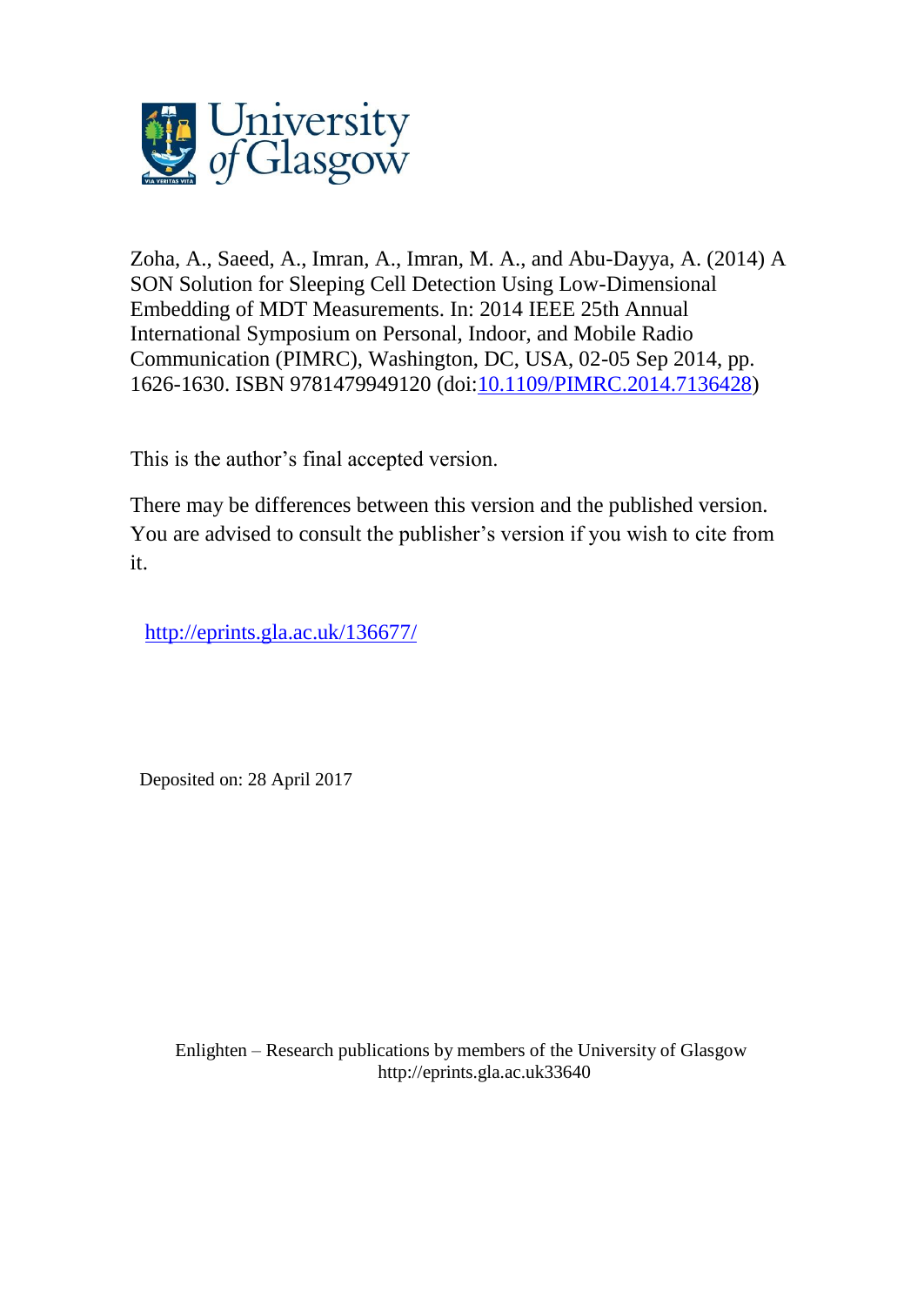University of Glasgow

Zoha, A., Saeed, A., Imran, A., Imran, M. A., and Abu-Dayya, A. (2014) A SON Solution for Sleeping Cell Detection Using Low-Dimensional Embedding of MDT Measurements. In: 2014 IEEE 25th Annual International Symposium on Personal, Indoor, and Mobile Radio Communication (PIMRC), Washington, DC, USA, 02-05 Sep 2014, pp. 1626-1630. ISBN 9781479949120 (doi:[10.1109/PIMRC.2014.7136428](https://doi.org/10.1109/PIMRC.2014.7136428))

This is the author's final accepted version.

There may be differences between this version and the published version. You are advised to consult the publisher's version if you wish to cite from it.

[http://eprints.gla.ac.uk/136677/](http://eprints.gla.ac.uk/136677/)

Deposited on: 28 April 2017

Enlighten – Research publications by members of the University of Glasgow
http://eprints.gla.ac.uk33640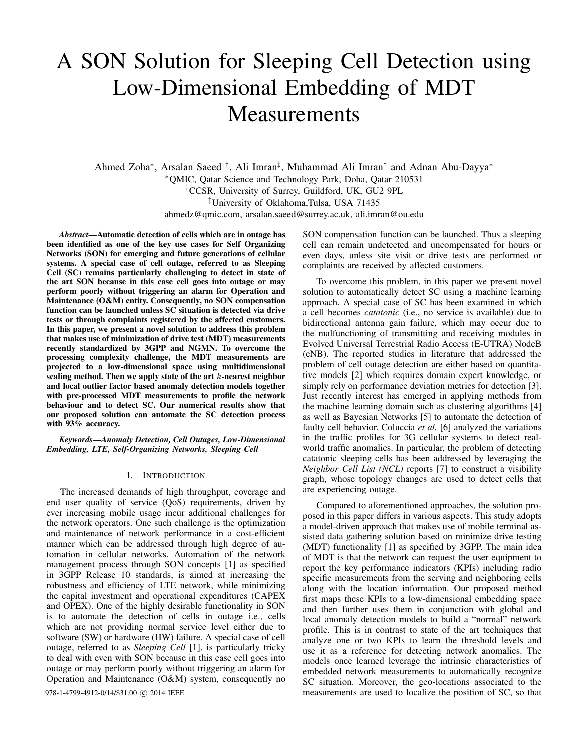# A SON Solution for Sleeping Cell Detection using Low-Dimensional Embedding of MDT Measurements

Ahmed Zoha*, Arsalan Saeed †, Ali Imran‡, Muhammad Ali Imran† and Adnan Abu-Dayya*

*QMIC, Qatar Science and Technology Park, Doha, Qatar 210531

†CCSR, University of Surrey, Guildford, UK, GU2 9PL

‡University of Oklahoma,Tulsa, USA 71435

ahmedz@qmic.com, arsalan.saeed@surrey.ac.uk, ali.imran@ou.edu

***Abstract*—Automatic detection of cells which are in outage has been identified as one of the key use cases for Self Organizing Networks (SON) for emerging and future generations of cellular systems. A special case of cell outage, referred to as Sleeping Cell (SC) remains particularly challenging to detect in state of the art SON because in this case cell goes into outage or may perform poorly without triggering an alarm for Operation and Maintenance (O&M) entity. Consequently, no SON compensation function can be launched unless SC situation is detected via drive tests or through complaints registered by the affected customers. In this paper, we present a novel solution to address this problem that makes use of minimization of drive test (MDT) measurements recently standardized by 3GPP and NGMN. To overcome the processing complexity challenge, the MDT measurements are projected to a low-dimensional space using multidimensional scaling method. Then we apply state of the art $k$-nearest neighbor and local outlier factor based anomaly detection models together with pre-processed MDT measurements to profile the network behaviour and to detect SC. Our numerical results show that our proposed solution can automate the SC detection process with 93% accuracy.**

***Keywords*—*Anomaly Detection, Cell Outages, Low-Dimensional Embedding, LTE, Self-Organizing Networks, Sleeping Cell***

## I. Introduction

The increased demands of high throughput, coverage and end user quality of service (QoS) requirements, driven by ever increasing mobile usage incur additional challenges for the network operators. One such challenge is the optimization and maintenance of network performance in a cost-efficient manner which can be addressed through high degree of automation in cellular networks. Automation of the network management process through SON concepts [1] as specified in 3GPP Release 10 standards, is aimed at increasing the robustness and efficiency of LTE network, while minimizing the capital investment and operational expenditures (CAPEX and OPEX). One of the highly desirable functionality in SON is to automate the detection of cells in outage i.e., cells which are not providing normal service level either due to software (SW) or hardware (HW) failure. A special case of cell outage, referred to as *Sleeping Cell* [1], is particularly tricky to deal with even with SON because in this case cell goes into outage or may perform poorly without triggering an alarm for Operation and Maintenance (O&M) system, consequently no SON compensation function can be launched. Thus a sleeping cell can remain undetected and uncompensated for hours or even days, unless site visit or drive tests are performed or complaints are received by affected customers.

To overcome this problem, in this paper we present novel solution to automatically detect SC using a machine learning approach. A special case of SC has been examined in which a cell becomes *catatonic* (i.e., no service is available) due to bidirectional antenna gain failure, which may occur due to the malfunctioning of transmitting and receiving modules in Evolved Universal Terrestrial Radio Access (E-UTRA) NodeB (eNB). The reported studies in literature that addressed the problem of cell outage detection are either based on quantitative models [2] which requires domain expert knowledge, or simply rely on performance deviation metrics for detection [3]. Just recently interest has emerged in applying methods from the machine learning domain such as clustering algorithms [4] as well as Bayesian Networks [5] to automate the detection of faulty cell behavior. Coluccia *et al.* [6] analyzed the variations in the traffic profiles for 3G cellular systems to detect real-world traffic anomalies. In particular, the problem of detecting catatonic sleeping cells has been addressed by leveraging the *Neighbor Cell List (NCL)* reports [7] to construct a visibility graph, whose topology changes are used to detect cells that are experiencing outage.

Compared to aforementioned approaches, the solution proposed in this paper differs in various aspects. This study adopts a model-driven approach that makes use of mobile terminal assisted data gathering solution based on minimize drive testing (MDT) functionality [1] as specified by 3GPP. The main idea of MDT is that the network can request the user equipment to report the key performance indicators (KPIs) including radio specific measurements from the serving and neighboring cells along with the location information. Our proposed method first maps these KPIs to a low-dimensional embedding space and then further uses them in conjunction with global and local anomaly detection models to build a "normal" network profile. This is in contrast to state of the art techniques that analyze one or two KPIs to learn the threshold levels and use it as a reference for detecting network anomalies. The models once learned leverage the intrinsic characteristics of embedded network measurements to automatically recognize SC situation. Moreover, the geo-locations associated to the measurements are used to localize the position of SC, so that

978-1-4799-4912-0/14/$31.00 © 2014 IEEE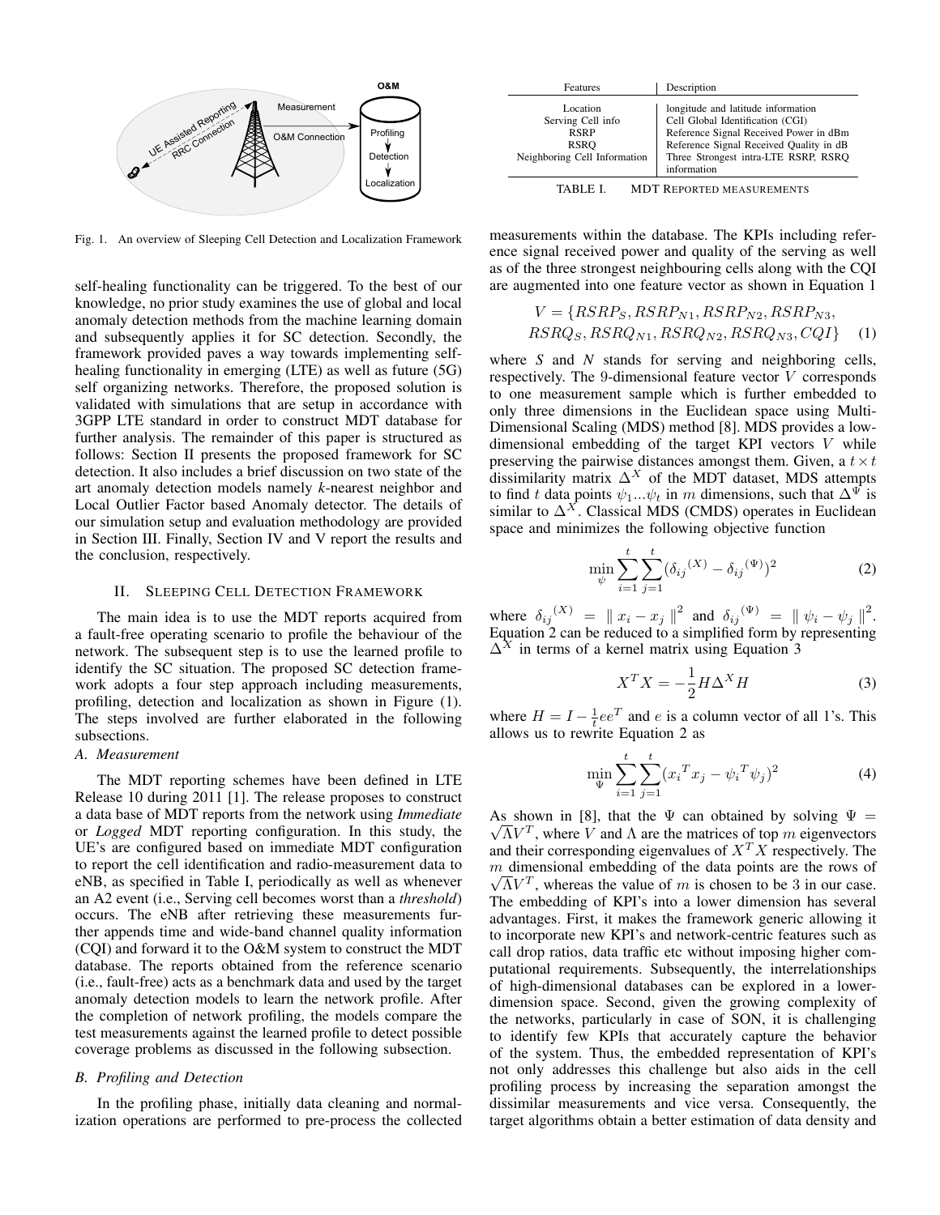Fig. 1. An overview of Sleeping Cell Detection and Localization Framework

self-healing functionality can be triggered. To the best of our knowledge, no prior study examines the use of global and local anomaly detection methods from the machine learning domain and subsequently applies it for SC detection. Secondly, the framework provided paves a way towards implementing self-healing functionality in emerging (LTE) as well as future (5G) self organizing networks. Therefore, the proposed solution is validated with simulations that are setup in accordance with 3GPP LTE standard in order to construct MDT database for further analysis. The remainder of this paper is structured as follows: Section II presents the proposed framework for SC detection. It also includes a brief discussion on two state of the art anomaly detection models namely *k*-nearest neighbor and Local Outlier Factor based Anomaly detector. The details of our simulation setup and evaluation methodology are provided in Section III. Finally, Section IV and V report the results and the conclusion, respectively.

## II. Sleeping Cell Detection Framework

The main idea is to use the MDT reports acquired from a fault-free operating scenario to profile the behaviour of the network. The subsequent step is to use the learned profile to identify the SC situation. The proposed SC detection framework adopts a four step approach including measurements, profiling, detection and localization as shown in Figure (1). The steps involved are further elaborated in the following subsections.

### A. Measurement

The MDT reporting schemes have been defined in LTE Release 10 during 2011 [1]. The release proposes to construct a data base of MDT reports from the network using *Immediate* or *Logged* MDT reporting configuration. In this study, the UE's are configured based on immediate MDT configuration to report the cell identification and radio-measurement data to eNB, as specified in Table I, periodically as well as whenever an A2 event (i.e., Serving cell becomes worst than a *threshold*) occurs. The eNB after retrieving these measurements further appends time and wide-band channel quality information (CQI) and forward it to the O&M system to construct the MDT database. The reports obtained from the reference scenario (i.e., fault-free) acts as a benchmark data and used by the target anomaly detection models to learn the network profile. After the completion of network profiling, the models compare the test measurements against the learned profile to detect possible coverage problems as discussed in the following subsection.

### B. Profiling and Detection

In the profiling phase, initially data cleaning and normalization operations are performed to pre-process the collected measurements within the database. The KPIs including reference signal received power and quality of the serving as well as of the three strongest neighbouring cells along with the CQI are augmented into one feature vector as shown in Equation 1

| Features | Description |
|---|---|
| Location | longitude and latitude information |
| Serving Cell info | Cell Global Identification (CGI) |
| RSRP | Reference Signal Received Power in dBm |
| RSRQ | Reference Signal Received Quality in dB |
| Neighboring Cell Information | Three Strongest intra-LTE RSRP, RSRQ information |

TABLE I. MDT Reported measurements

$$V = \{RSRP_S, RSRP_{N1}, RSRP_{N2}, RSRP_{N3}, \\ RSRQ_S, RSRQ_{N1}, RSRQ_{N2}, RSRQ_{N3}, CQI\} \quad (1)$$

where *S* and *N* stands for serving and neighboring cells, respectively. The 9-dimensional feature vector $V$ corresponds to one measurement sample which is further embedded to only three dimensions in the Euclidean space using Multi-Dimensional Scaling (MDS) method [8]. MDS provides a low-dimensional embedding of the target KPI vectors $V$ while preserving the pairwise distances amongst them. Given, a $t \times t$ dissimilarity matrix $\Delta^X$ of the MDT dataset, MDS attempts to find $t$ data points $\psi_1 ... \psi_t$ in $m$ dimensions, such that $\Delta^\Psi$ is similar to $\Delta^X$. Classical MDS (CMDS) operates in Euclidean space and minimizes the following objective function

$$\min_{\psi} \sum_{i=1}^{t} \sum_{j=1}^{t} ({\delta_{ij}}^{(X)} - {\delta_{ij}}^{(\Psi)})^2 \quad (2)$$

where ${\delta_{ij}}^{(X)} = \parallel x_i - x_j \parallel^2$ and ${\delta_{ij}}^{(\Psi)} = \parallel \psi_i - \psi_j \parallel^2$. Equation 2 can be reduced to a simplified form by representing $\Delta^X$ in terms of a kernel matrix using Equation 3

$$X^T X = -\frac{1}{2} H \Delta^X H \quad (3)$$

where $H = I - \frac{1}{t} e e^T$ and $e$ is a column vector of all 1's. This allows us to rewrite Equation 2 as

$$\min_{\Psi} \sum_{i=1}^{t} \sum_{j=1}^{t} ({x_i}^T x_j - {\psi_i}^T \psi_j)^2 \quad (4)$$

As shown in [8], that the $\Psi$ can obtained by solving $\Psi = \sqrt{\Lambda} V^T$, where $V$ and $\Lambda$ are the matrices of top $m$ eigenvectors and their corresponding eigenvalues of $X^T X$ respectively. The $m$ dimensional embedding of the data points are the rows of $\sqrt{\Lambda} V^T$, whereas the value of $m$ is chosen to be 3 in our case. The embedding of KPI's into a lower dimension has several advantages. First, it makes the framework generic allowing it to incorporate new KPI's and network-centric features such as call drop ratios, data traffic etc without imposing higher computational requirements. Subsequently, the interrelationships of high-dimensional databases can be explored in a lower-dimension space. Second, given the growing complexity of the networks, particularly in case of SON, it is challenging to identify few KPIs that accurately capture the behavior of the system. Thus, the embedded representation of KPI's not only addresses this challenge but also aids in the cell profiling process by increasing the separation amongst the dissimilar measurements and vice versa. Consequently, the target algorithms obtain a better estimation of data density and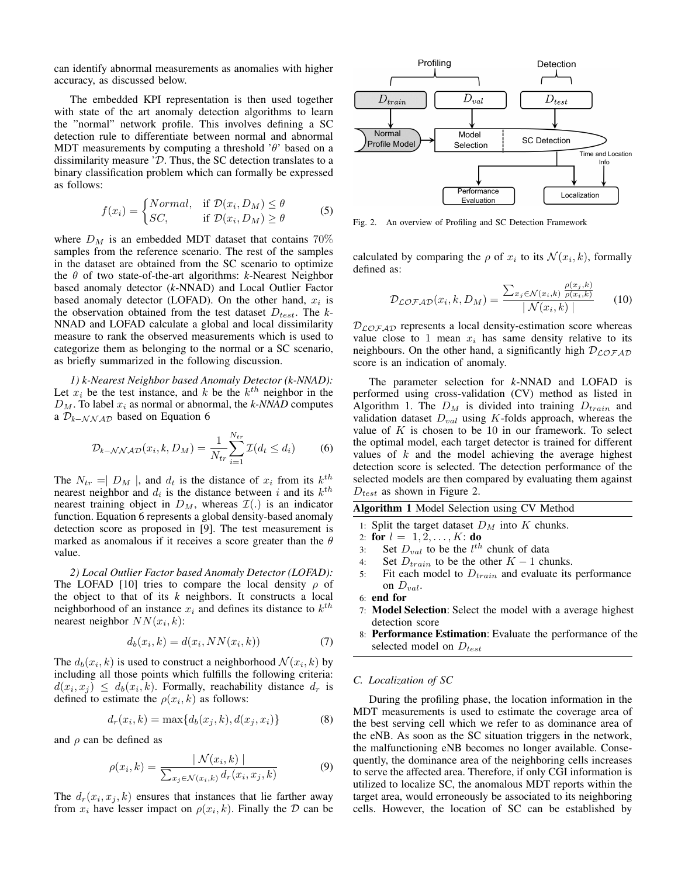can identify abnormal measurements as anomalies with higher accuracy, as discussed below.

The embedded KPI representation is then used together with state of the art anomaly detection algorithms to learn the "normal" network profile. This involves defining a SC detection rule to differentiate between normal and abnormal MDT measurements by computing a threshold '$\theta$' based on a dissimilarity measure '$\mathcal{D}$. Thus, the SC detection translates to a binary classification problem which can formally be expressed as follows:

$$f(x_i) = \begin{cases} Normal, & \text{if } \mathcal{D}(x_i, D_M) \leq \theta \\ SC, & \text{if } \mathcal{D}(x_i, D_M) \geq \theta \end{cases} \tag{5}$$

where $D_M$ is an embedded MDT dataset that contains 70% samples from the reference scenario. The rest of the samples in the dataset are obtained from the SC scenario to optimize the $\theta$ of two state-of-the-art algorithms: *k*-Nearest Neighbor based anomaly detector (*k*-NNAD) and Local Outlier Factor based anomaly detector (LOFAD). On the other hand, $x_i$ is the observation obtained from the test dataset $D_{test}$. The *k*-NNAD and LOFAD calculate a global and local dissimilarity measure to rank the observed measurements which is used to categorize them as belonging to the normal or a SC scenario, as briefly summarized in the following discussion.

*1) k-Nearest Neighbor based Anomaly Detector (k-NNAD):* Let $x_i$ be the test instance, and $k$ be the $k^{th}$ neighbor in the $D_M$. To label $x_i$ as normal or abnormal, the *k-NNAD* computes a $\mathcal{D}_{k-\mathcal{NNAD}}$ based on Equation 6

$$\mathcal{D}_{k-\mathcal{NNAD}}(x_i, k, D_M) = \frac{1}{N_{tr}} \sum_{i=1}^{N_{tr}} \mathcal{I}(d_t \leq d_i) \tag{6}$$

The $N_{tr} = \mid D_M \mid$, and $d_t$ is the distance of $x_i$ from its $k^{th}$ nearest neighbor and $d_i$ is the distance between $i$ and its $k^{th}$ nearest training object in $D_M$, whereas $\mathcal{I}(.)$ is an indicator function. Equation 6 represents a global density-based anomaly detection score as proposed in [9]. The test measurement is marked as anomalous if it receives a score greater than the $\theta$ value.

*2) Local Outlier Factor based Anomaly Detector (LOFAD):* The LOFAD [10] tries to compare the local density $\rho$ of the object to that of its *k* neighbors. It constructs a local neighborhood of an instance $x_i$ and defines its distance to $k^{th}$ nearest neighbor $NN(x_i, k)$:

$$d_b(x_i, k) = d(x_i, NN(x_i, k)) \tag{7}$$

The $d_b(x_i, k)$ is used to construct a neighborhood $\mathcal{N}(x_i, k)$ by including all those points which fulfills the following criteria: $d(x_i, x_j) \leq d_b(x_i, k)$. Formally, reachability distance $d_r$ is defined to estimate the $\rho(x_i, k)$ as follows:

$$d_r(x_i, k) = \max\{d_b(x_j, k), d(x_j, x_i)\} \tag{8}$$

and $\rho$ can be defined as

$$\rho(x_i, k) = \frac{\mid \mathcal{N}(x_i, k) \mid}{\sum_{x_j \in \mathcal{N}(x_i, k)} d_r(x_i, x_j, k)} \tag{9}$$

The $d_r(x_i, x_j, k)$ ensures that instances that lie farther away from $x_i$ have lesser impact on $\rho(x_i, k)$. Finally the $\mathcal{D}$ can be calculated by comparing the $\rho$ of $x_i$ to its $\mathcal{N}(x_i, k)$, formally defined as:

$$\mathcal{D}_{\mathcal{LOFAD}}(x_i, k, D_M) = \frac{\sum_{x_j \in \mathcal{N}(x_i, k)} \frac{\rho(x_j, k)}{\rho(x_i, k)}}{\mid \mathcal{N}(x_i, k) \mid} \tag{10}$$

$\mathcal{D}_{\mathcal{LOFAD}}$ represents a local density-estimation score whereas value close to 1 mean $x_i$ has same density relative to its neighbours. On the other hand, a significantly high $\mathcal{D}_{\mathcal{LOFAD}}$ score is an indication of anomaly.

Fig. 2. An overview of Profiling and SC Detection Framework

The parameter selection for *k*-NNAD and LOFAD is performed using cross-validation (CV) method as listed in Algorithm 1. The $D_M$ is divided into training $D_{train}$ and validation dataset $D_{val}$ using $K$-folds approach, whereas the value of $K$ is chosen to be 10 in our framework. To select the optimal model, each target detector is trained for different values of $k$ and the model achieving the average highest detection score is selected. The detection performance of the selected models are then compared by evaluating them against $D_{test}$ as shown in Figure 2.

**Algorithm 1** Model Selection using CV Method

1: Split the target dataset $D_M$ into $K$ chunks.
2: **for** $l = 1, 2, \ldots, K$: **do**
3: Set $D_{val}$ to be the $l^{th}$ chunk of data
4: Set $D_{train}$ to be the other $K - 1$ chunks.
5: Fit each model to $D_{train}$ and evaluate its performance on $D_{val}$.
6: **end for**
7: **Model Selection**: Select the model with a average highest detection score
8: **Performance Estimation**: Evaluate the performance of the selected model on $D_{test}$

### C. Localization of SC

During the profiling phase, the location information in the MDT measurements is used to estimate the coverage area of the best serving cell which we refer to as dominance area of the eNB. As soon as the SC situation triggers in the network, the malfunctioning eNB becomes no longer available. Consequently, the dominance area of the neighboring cells increases to serve the affected area. Therefore, if only CGI information is utilized to localize SC, the anomalous MDT reports within the target area, would erroneously be associated to its neighboring cells. However, the location of SC can be established by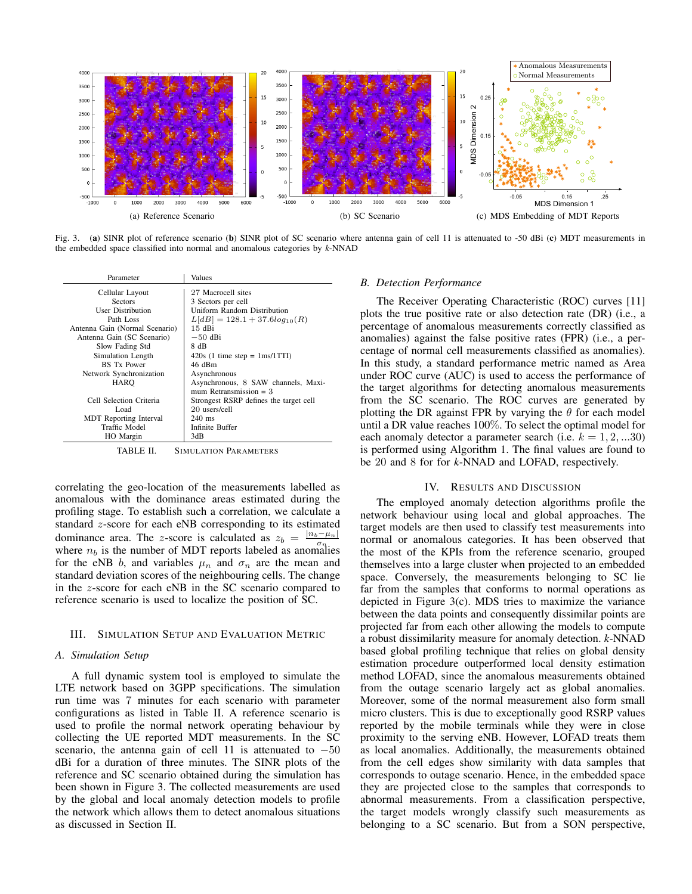Fig. 3. (**a**) SINR plot of reference scenario (**b**) SINR plot of SC scenario where antenna gain of cell 11 is attenuated to -50 dBi (**c**) MDT measurements in the embedded space classified into normal and anomalous categories by *k*-NNAD

| Parameter | Values |
|---|---|
| Cellular Layout | 27 Macrocell sites |
| Sectors | 3 Sectors per cell |
| User Distribution | Uniform Random Distribution |
| Path Loss | $L[dB] = 128.1 + 37.6log_{10}(R)$ |
| Antenna Gain (Normal Scenario) | 15 dBi |
| Antenna Gain (SC Scenario) | $-50$ dBi |
| Slow Fading Std | 8 dB |
| Simulation Length | 420s (1 time step = 1ms/1TTI) |
| BS Tx Power | 46 dBm |
| Network Synchronization | Asynchronous |
| HARQ | Asynchronous, 8 SAW channels, Maximum Retransmission = 3 |
| Cell Selection Criteria | Strongest RSRP defines the target cell |
| Load | 20 users/cell |
| MDT Reporting Interval | 240 ms |
| Traffic Model | Infinite Buffer |
| HO Margin | 3dB |

TABLE II. SIMULATION PARAMETERS

correlating the geo-location of the measurements labelled as anomalous with the dominance areas estimated during the profiling stage. To establish such a correlation, we calculate a standard $z$-score for each eNB corresponding to its estimated dominance area. The $z$-score is calculated as $z_b = \frac{|n_b - \mu_n|}{\sigma_n}$ where $n_b$ is the number of MDT reports labeled as anomalies for the eNB $b$, and variables $\mu_n$ and $\sigma_n$ are the mean and standard deviation scores of the neighbouring cells. The change in the $z$-score for each eNB in the SC scenario compared to reference scenario is used to localize the position of SC.

## III. Simulation Setup and Evaluation Metric

### A. Simulation Setup

A full dynamic system tool is employed to simulate the LTE network based on 3GPP specifications. The simulation run time was 7 minutes for each scenario with parameter configurations as listed in Table II. A reference scenario is used to profile the normal network operating behaviour by collecting the UE reported MDT measurements. In the SC scenario, the antenna gain of cell 11 is attenuated to $-50$ dBi for a duration of three minutes. The SINR plots of the reference and SC scenario obtained during the simulation has been shown in Figure 3. The collected measurements are used by the global and local anomaly detection models to profile the network which allows them to detect anomalous situations as discussed in Section II.

### B. Detection Performance

The Receiver Operating Characteristic (ROC) curves [11] plots the true positive rate or also detection rate (DR) (i.e., a percentage of anomalous measurements correctly classified as anomalies) against the false positive rates (FPR) (i.e., a percentage of normal cell measurements classified as anomalies). In this study, a standard performance metric named as Area under ROC curve (AUC) is used to access the performance of the target algorithms for detecting anomalous measurements from the SC scenario. The ROC curves are generated by plotting the DR against FPR by varying the $\theta$ for each model until a DR value reaches 100%. To select the optimal model for each anomaly detector a parameter search (i.e. $k = 1, 2, ...30$) is performed using Algorithm 1. The final values are found to be 20 and 8 for for *k*-NNAD and LOFAD, respectively.

## IV. Results and Discussion

The employed anomaly detection algorithms profile the network behaviour using local and global approaches. The target models are then used to classify test measurements into normal or anomalous categories. It has been observed that the most of the KPIs from the reference scenario, grouped themselves into a large cluster when projected to an embedded space. Conversely, the measurements belonging to SC lie far from the samples that conforms to normal operations as depicted in Figure 3(c). MDS tries to maximize the variance between the data points and consequently dissimilar points are projected far from each other allowing the models to compute a robust dissimilarity measure for anomaly detection. *k*-NNAD based global profiling technique that relies on global density estimation procedure outperformed local density estimation method LOFAD, since the anomalous measurements obtained from the outage scenario largely act as global anomalies. Moreover, some of the normal measurement also form small micro clusters. This is due to exceptionally good RSRP values reported by the mobile terminals while they were in close proximity to the serving eNB. However, LOFAD treats them as local anomalies. Additionally, the measurements obtained from the cell edges show similarity with data samples that corresponds to outage scenario. Hence, in the embedded space they are projected close to the samples that corresponds to abnormal measurements. From a classification perspective, the target models wrongly classify such measurements as belonging to a SC scenario. But from a SON perspective,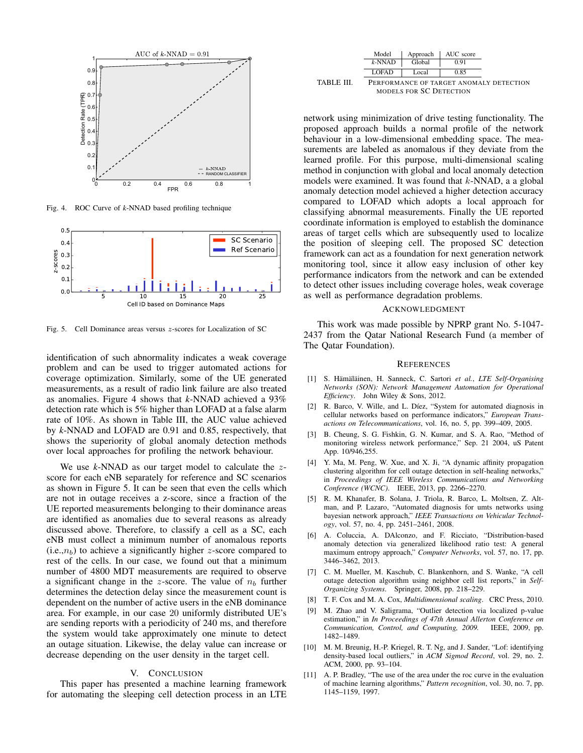AUC of $k$-NNAD = 0.91

Detection Rate (TPR)

FPR

$k$-NNAD
RANDOM CLASSIFIER

Fig. 4. ROC Curve of $k$-NNAD based profiling technique

z-scores

Cell ID based on Dominance Maps

SC Scenario
Ref Scenario

Fig. 5. Cell Dominance areas versus $z$-scores for Localization of SC

identification of such abnormality indicates a weak coverage problem and can be used to trigger automated actions for coverage optimization. Similarly, some of the UE generated measurements, as a result of radio link failure are also treated as anomalies. Figure 4 shows that $k$-NNAD achieved a 93% detection rate which is 5% higher than LOFAD at a false alarm rate of 10%. As shown in Table III, the AUC value achieved by $k$-NNAD and LOFAD are 0.91 and 0.85, respectively, that shows the superiority of global anomaly detection methods over local approaches for profiling the network behaviour.

We use $k$-NNAD as our target model to calculate the $z$-score for each eNB separately for reference and SC scenarios as shown in Figure 5. It can be seen that even the cells which are not in outage receives a z-score, since a fraction of the UE reported measurements belonging to their dominance areas are identified as anomalies due to several reasons as already discussed above. Therefore, to classify a cell as a SC, each eNB must collect a minimum number of anomalous reports (i.e.,$n_b$) to achieve a significantly higher $z$-score compared to rest of the cells. In our case, we found out that a minimum number of 4800 MDT measurements are required to observe a significant change in the $z$-score. The value of $n_b$ further determines the detection delay since the measurement count is dependent on the number of active users in the eNB dominance area. For example, in our case 20 uniformly distributed UE's are sending reports with a periodicity of 240 ms, and therefore the system would take approximately one minute to detect an outage situation. Likewise, the delay value can increase or decrease depending on the user density in the target cell.

## V. Conclusion

This paper has presented a machine learning framework for automating the sleeping cell detection process in an LTE network using minimization of drive testing functionality. The proposed approach builds a normal profile of the network behaviour in a low-dimensional embedding space. The measurements are labeled as anomalous if they deviate from the learned profile. For this purpose, multi-dimensional scaling method in conjunction with global and local anomaly detection models were examined. It was found that $k$-NNAD, a a global anomaly detection model achieved a higher detection accuracy compared to LOFAD which adopts a local approach for classifying abnormal measurements. Finally the UE reported coordinate information is employed to establish the dominance areas of target cells which are subsequently used to localize the position of sleeping cell. The proposed SC detection framework can act as a foundation for next generation network monitoring tool, since it allow easy inclusion of other key performance indicators from the network and can be extended to detect other issues including coverage holes, weak coverage as well as performance degradation problems.

| Model | Approach | AUC score |
|---|---|---|
| $k$-NNAD | Global | 0.91 |
| LOFAD | Local | 0.85 |

TABLE III. Performance of target anomaly detection models for SC detection

## Acknowledgment

This work was made possible by NPRP grant No. 5-1047-2437 from the Qatar National Research Fund (a member of The Qatar Foundation).

## References

[1] S. Hämäläinen, H. Sanneck, C. Sartori *et al.*, *LTE Self-Organising Networks (SON): Network Management Automation for Operational Efficiency*. John Wiley & Sons, 2012.

[2] R. Barco, V. Wille, and L. Díez, "System for automated diagnosis in cellular networks based on performance indicators," *European Transactions on Telecommunications*, vol. 16, no. 5, pp. 399–409, 2005.

[3] B. Cheung, S. G. Fishkin, G. N. Kumar, and S. A. Rao, "Method of monitoring wireless network performance," Sep. 21 2004, uS Patent App. 10/946,255.

[4] Y. Ma, M. Peng, W. Xue, and X. Ji, "A dynamic affinity propagation clustering algorithm for cell outage detection in self-healing networks," in *Proceedings of IEEE Wireless Communications and Networking Conference (WCNC)*. IEEE, 2013, pp. 2266–2270.

[5] R. M. Khanafer, B. Solana, J. Triola, R. Barco, L. Moltsen, Z. Altman, and P. Lazaro, "Automated diagnosis for umts networks using bayesian network approach," *IEEE Transactions on Vehicular Technology*, vol. 57, no. 4, pp. 2451–2461, 2008.

[6] A. Coluccia, A. DAlconzo, and F. Ricciato, "Distribution-based anomaly detection via generalized likelihood ratio test: A general maximum entropy approach," *Computer Networks*, vol. 57, no. 17, pp. 3446–3462, 2013.

[7] C. M. Mueller, M. Kaschub, C. Blankenhorn, and S. Wanke, "A cell outage detection algorithm using neighbor cell list reports," in *Self-Organizing Systems*. Springer, 2008, pp. 218–229.

[8] T. F. Cox and M. A. Cox, *Multidimensional scaling*. CRC Press, 2010.

[9] M. Zhao and V. Saligrama, "Outlier detection via localized p-value estimation," in *In Proceedings of 47th Annual Allerton Conference on Communication, Control, and Computing, 2009.* IEEE, 2009, pp. 1482–1489.

[10] M. M. Breunig, H.-P. Kriegel, R. T. Ng, and J. Sander, "Lof: identifying density-based local outliers," in *ACM Sigmod Record*, vol. 29, no. 2. ACM, 2000, pp. 93–104.

[11] A. P. Bradley, "The use of the area under the roc curve in the evaluation of machine learning algorithms," *Pattern recognition*, vol. 30, no. 7, pp. 1145–1159, 1997.